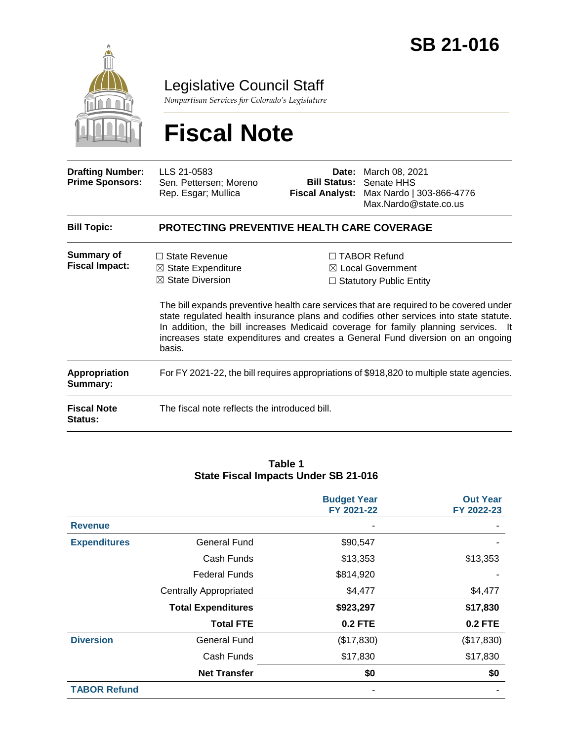# SB 21-016

## Legislative Council Staff

*Nonpartisan Services for Colorado's Legislature*

# Fiscal Note

| | | | |
|---|---|---|---|
| **Drafting Number:** | LLS 21-0583 | **Date:** | March 08, 2021 |
| **Prime Sponsors:** | Sen. Pettersen; Moreno<br>Rep. Esgar; Mullica | **Bill Status:** | Senate HHS |
| | | **Fiscal Analyst:** | Max Nardo \| 303-866-4776<br>Max.Nardo@state.co.us |

**Bill Topic:** **PROTECTING PREVENTIVE HEALTH CARE COVERAGE**

**Summary of Fiscal Impact:**

☐ State Revenue
☒ State Expenditure
☒ State Diversion
☐ TABOR Refund
☒ Local Government
☐ Statutory Public Entity

The bill expands preventive health care services that are required to be covered under state regulated health insurance plans and codifies other services into state statute. In addition, the bill increases Medicaid coverage for family planning services. It increases state expenditures and creates a General Fund diversion on an ongoing basis.

**Appropriation Summary:** For FY 2021-22, the bill requires appropriations of $918,820 to multiple state agencies.

**Fiscal Note Status:** The fiscal note reflects the introduced bill.

**Table 1**
**State Fiscal Impacts Under SB 21-016**

| | | Budget Year FY 2021-22 | Out Year FY 2022-23 |
|---|---|---|---|
| **Revenue** | | - | - |
| **Expenditures** | General Fund | $90,547 | - |
| | Cash Funds | $13,353 | $13,353 |
| | Federal Funds | $814,920 | - |
| | Centrally Appropriated | $4,477 | $4,477 |
| | **Total Expenditures** | **$923,297** | **$17,830** |
| | **Total FTE** | **0.2 FTE** | **0.2 FTE** |
| **Diversion** | General Fund | ($17,830) | ($17,830) |
| | Cash Funds | $17,830 | $17,830 |
| | **Net Transfer** | **$0** | **$0** |
| **TABOR Refund** | | - | - |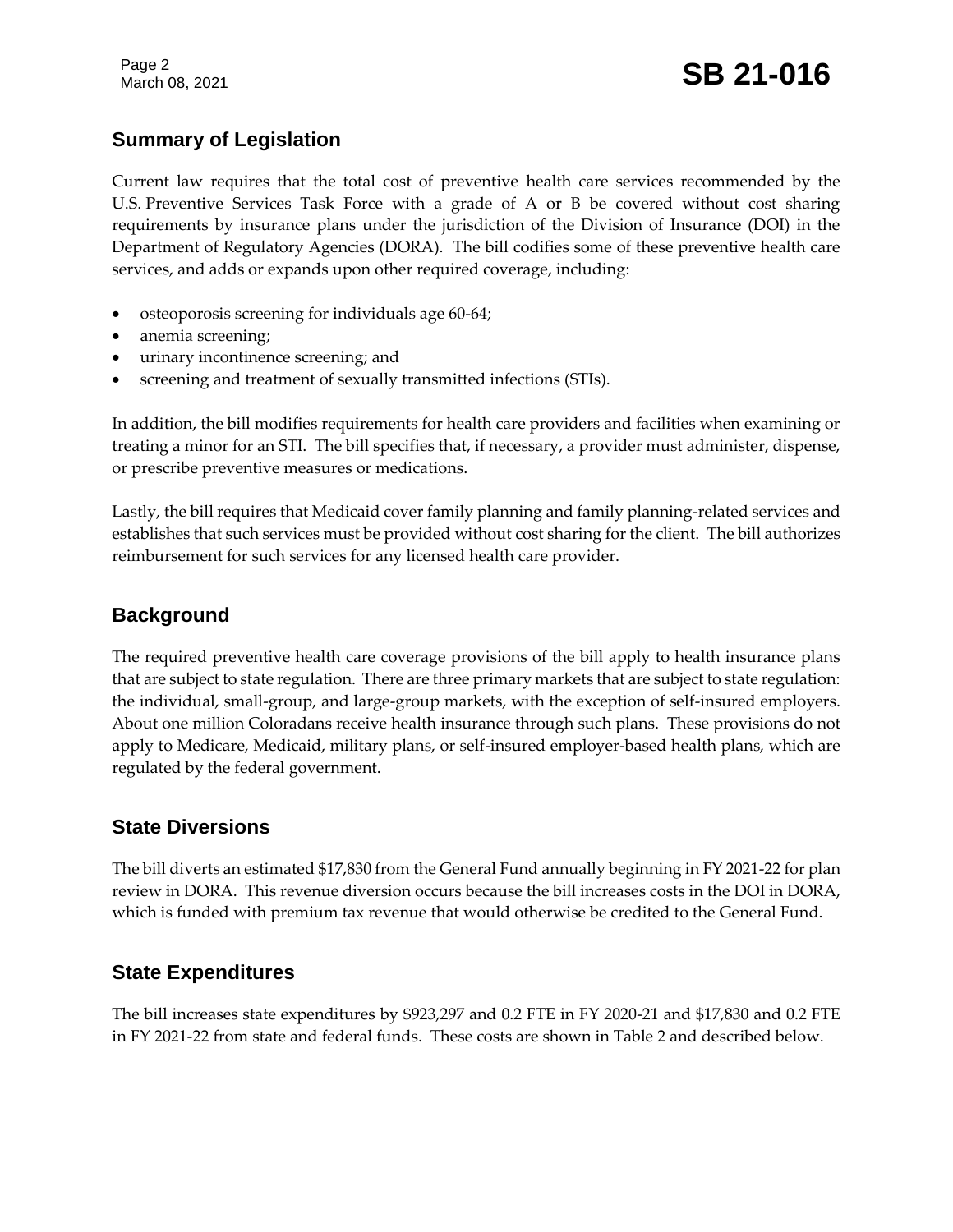## Summary of Legislation

Current law requires that the total cost of preventive health care services recommended by the U.S. Preventive Services Task Force with a grade of A or B be covered without cost sharing requirements by insurance plans under the jurisdiction of the Division of Insurance (DOI) in the Department of Regulatory Agencies (DORA). The bill codifies some of these preventive health care services, and adds or expands upon other required coverage, including:

- osteoporosis screening for individuals age 60-64;
- anemia screening;
- urinary incontinence screening; and
- screening and treatment of sexually transmitted infections (STIs).

In addition, the bill modifies requirements for health care providers and facilities when examining or treating a minor for an STI. The bill specifies that, if necessary, a provider must administer, dispense, or prescribe preventive measures or medications.

Lastly, the bill requires that Medicaid cover family planning and family planning-related services and establishes that such services must be provided without cost sharing for the client. The bill authorizes reimbursement for such services for any licensed health care provider.

## Background

The required preventive health care coverage provisions of the bill apply to health insurance plans that are subject to state regulation. There are three primary markets that are subject to state regulation: the individual, small-group, and large-group markets, with the exception of self-insured employers. About one million Coloradans receive health insurance through such plans. These provisions do not apply to Medicare, Medicaid, military plans, or self-insured employer-based health plans, which are regulated by the federal government.

## State Diversions

The bill diverts an estimated $17,830 from the General Fund annually beginning in FY 2021-22 for plan review in DORA. This revenue diversion occurs because the bill increases costs in the DOI in DORA, which is funded with premium tax revenue that would otherwise be credited to the General Fund.

## State Expenditures

The bill increases state expenditures by $923,297 and 0.2 FTE in FY 2020-21 and $17,830 and 0.2 FTE in FY 2021-22 from state and federal funds. These costs are shown in Table 2 and described below.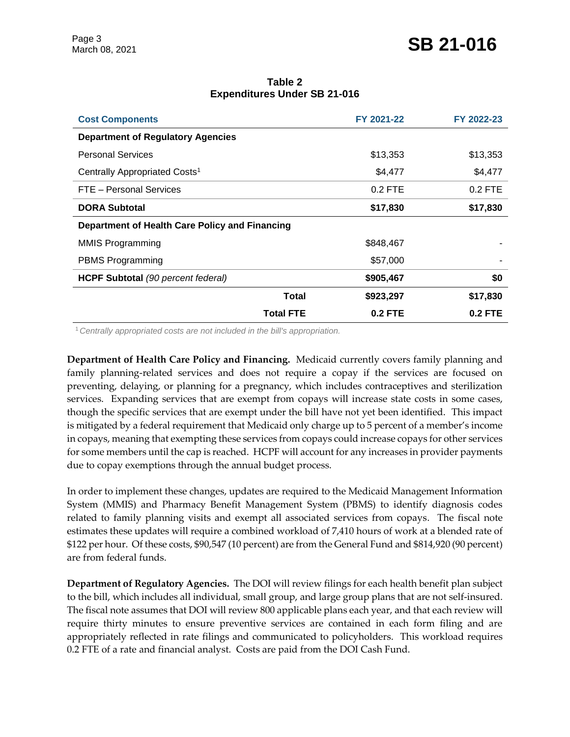**Table 2**
**Expenditures Under SB 21-016**

| Cost Components | FY 2021-22 | FY 2022-23 |
|---|---|---|
| **Department of Regulatory Agencies** | | |
| Personal Services | $13,353 | $13,353 |
| Centrally Appropriated Costs[1] | $4,477 | $4,477 |
| FTE – Personal Services | 0.2 FTE | 0.2 FTE |
| **DORA Subtotal** | **$17,830** | **$17,830** |
| **Department of Health Care Policy and Financing** | | |
| MMIS Programming | $848,467 | - |
| PBMS Programming | $57,000 | - |
| **HCPF Subtotal** *(90 percent federal)* | **$905,467** | **$0** |
| **Total** | **$923,297** | **$17,830** |
| **Total FTE** | **0.2 FTE** | **0.2 FTE** |

[1] *Centrally appropriated costs are not included in the bill's appropriation.*

**Department of Health Care Policy and Financing.** Medicaid currently covers family planning and family planning-related services and does not require a copay if the services are focused on preventing, delaying, or planning for a pregnancy, which includes contraceptives and sterilization services. Expanding services that are exempt from copays will increase state costs in some cases, though the specific services that are exempt under the bill have not yet been identified. This impact is mitigated by a federal requirement that Medicaid only charge up to 5 percent of a member's income in copays, meaning that exempting these services from copays could increase copays for other services for some members until the cap is reached. HCPF will account for any increases in provider payments due to copay exemptions through the annual budget process.

In order to implement these changes, updates are required to the Medicaid Management Information System (MMIS) and Pharmacy Benefit Management System (PBMS) to identify diagnosis codes related to family planning visits and exempt all associated services from copays. The fiscal note estimates these updates will require a combined workload of 7,410 hours of work at a blended rate of $122 per hour. Of these costs, $90,547 (10 percent) are from the General Fund and $814,920 (90 percent) are from federal funds.

**Department of Regulatory Agencies.** The DOI will review filings for each health benefit plan subject to the bill, which includes all individual, small group, and large group plans that are not self-insured. The fiscal note assumes that DOI will review 800 applicable plans each year, and that each review will require thirty minutes to ensure preventive services are contained in each form filing and are appropriately reflected in rate filings and communicated to policyholders. This workload requires 0.2 FTE of a rate and financial analyst. Costs are paid from the DOI Cash Fund.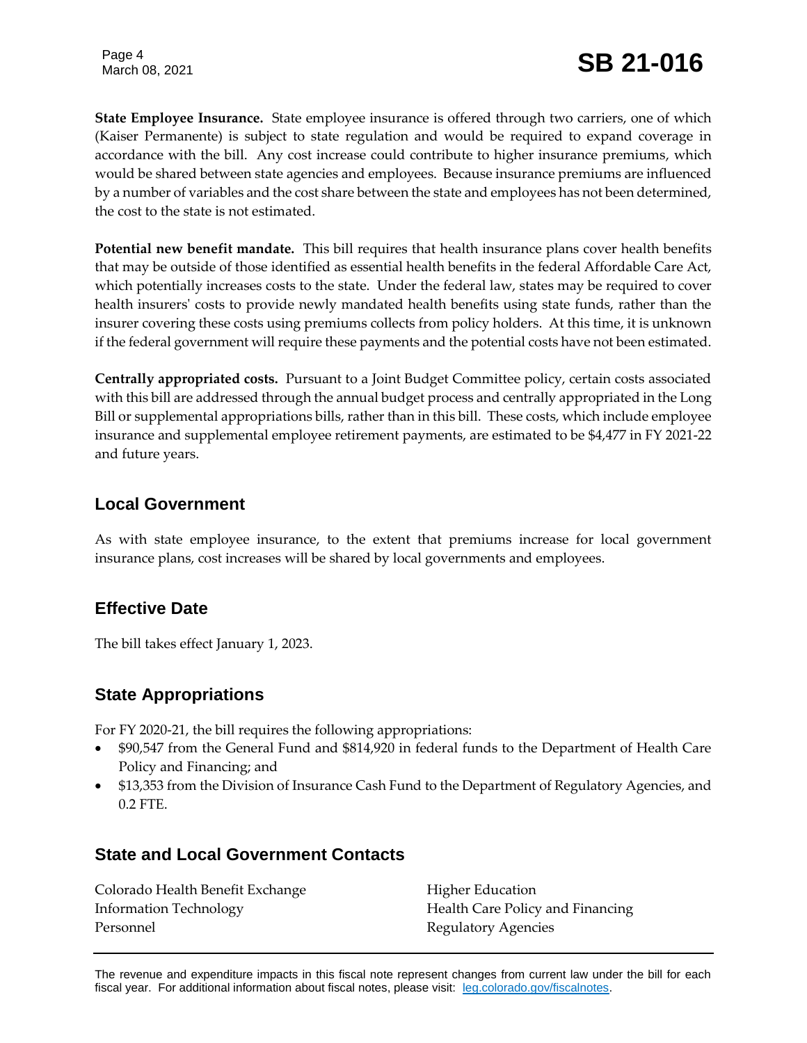**State Employee Insurance.** State employee insurance is offered through two carriers, one of which (Kaiser Permanente) is subject to state regulation and would be required to expand coverage in accordance with the bill. Any cost increase could contribute to higher insurance premiums, which would be shared between state agencies and employees. Because insurance premiums are influenced by a number of variables and the cost share between the state and employees has not been determined, the cost to the state is not estimated.

**Potential new benefit mandate.** This bill requires that health insurance plans cover health benefits that may be outside of those identified as essential health benefits in the federal Affordable Care Act, which potentially increases costs to the state. Under the federal law, states may be required to cover health insurers' costs to provide newly mandated health benefits using state funds, rather than the insurer covering these costs using premiums collects from policy holders. At this time, it is unknown if the federal government will require these payments and the potential costs have not been estimated.

**Centrally appropriated costs.** Pursuant to a Joint Budget Committee policy, certain costs associated with this bill are addressed through the annual budget process and centrally appropriated in the Long Bill or supplemental appropriations bills, rather than in this bill. These costs, which include employee insurance and supplemental employee retirement payments, are estimated to be $4,477 in FY 2021-22 and future years.

## Local Government

As with state employee insurance, to the extent that premiums increase for local government insurance plans, cost increases will be shared by local governments and employees.

## Effective Date

The bill takes effect January 1, 2023.

## State Appropriations

For FY 2020-21, the bill requires the following appropriations:

- $90,547 from the General Fund and $814,920 in federal funds to the Department of Health Care Policy and Financing; and
- $13,353 from the Division of Insurance Cash Fund to the Department of Regulatory Agencies, and 0.2 FTE.

## State and Local Government Contacts

Colorado Health Benefit Exchange
Information Technology
Personnel
Higher Education
Health Care Policy and Financing
Regulatory Agencies

The revenue and expenditure impacts in this fiscal note represent changes from current law under the bill for each fiscal year. For additional information about fiscal notes, please visit: leg.colorado.gov/fiscalnotes.